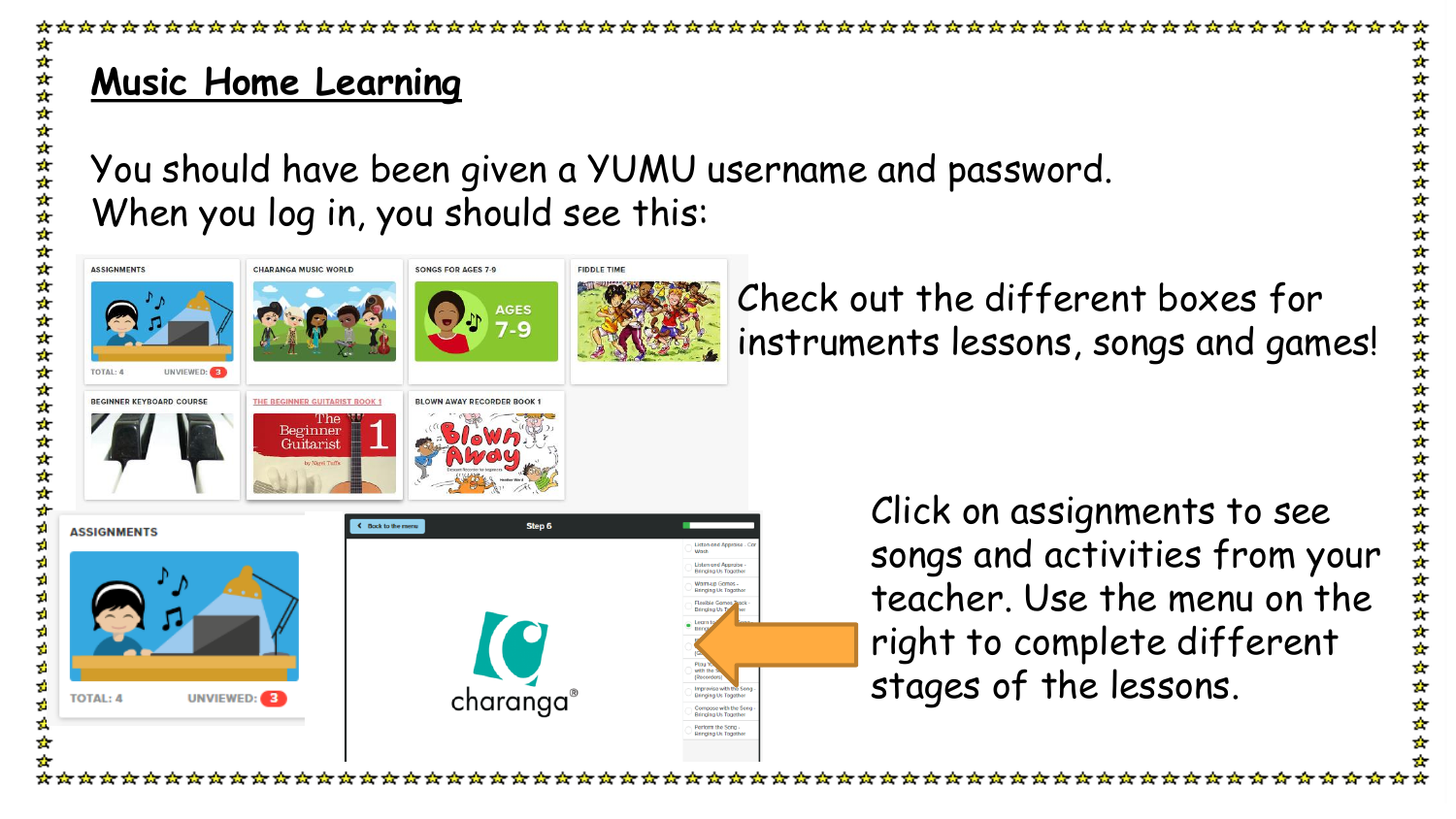# Music Home Learning

You should have been given a YUMU username and password.
When you log in, you should see this:

Check out the different boxes for instruments lessons, songs and games!

Click on assignments to see songs and activities from your teacher. Use the menu on the right to complete different stages of the lessons.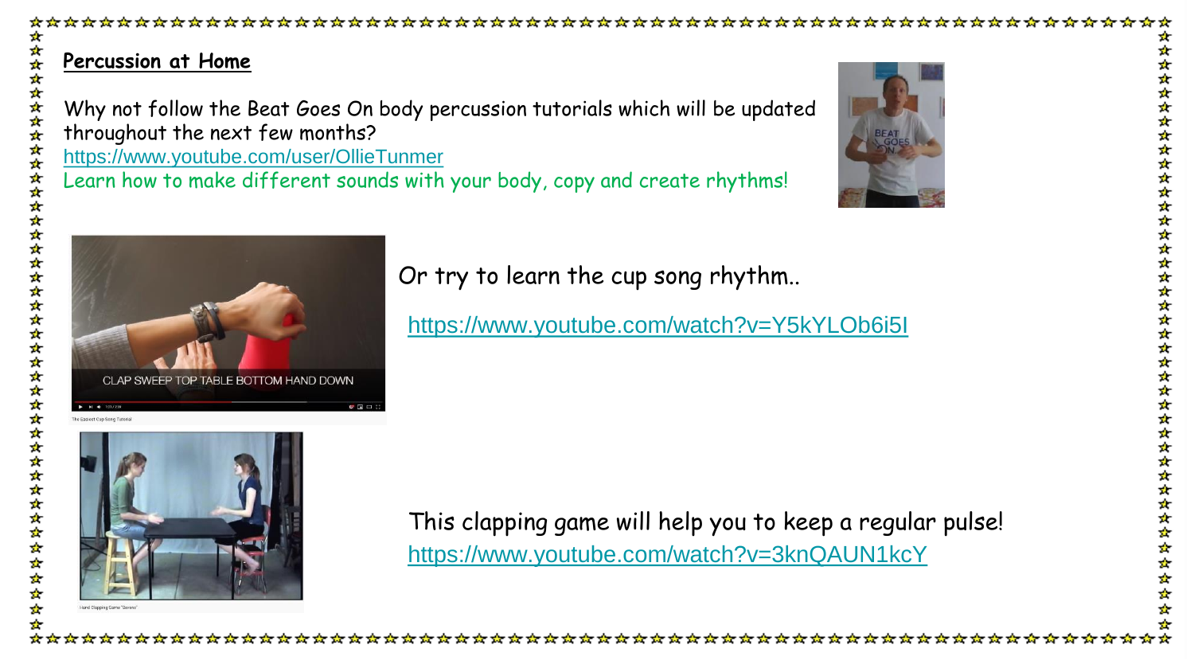## Percussion at Home

Why not follow the Beat Goes On body percussion tutorials which will be updated throughout the next few months?

https://www.youtube.com/user/OllieTunmer

Learn how to make different sounds with your body, copy and create rhythms!

Or try to learn the cup song rhythm..

https://www.youtube.com/watch?v=Y5kYLOb6i5I

This clapping game will help you to keep a regular pulse!

https://www.youtube.com/watch?v=3knQAUN1kcY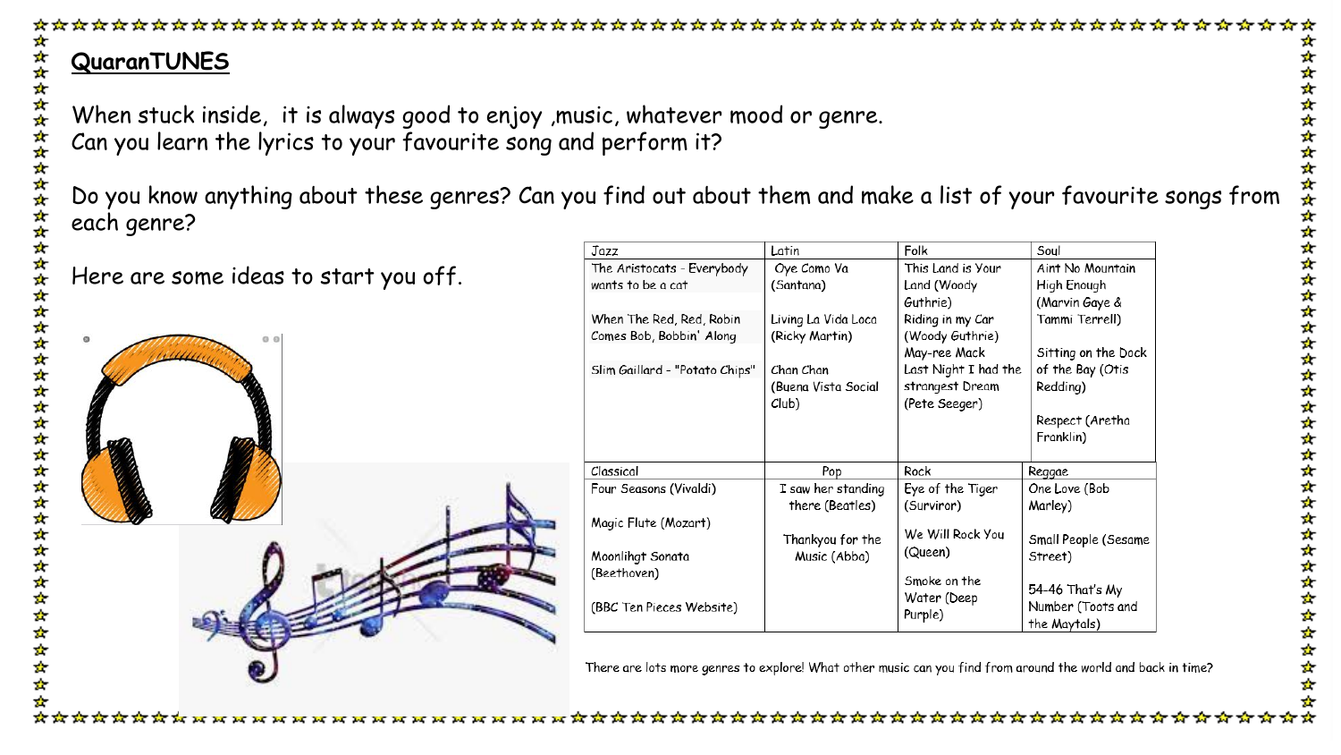## QuaranTUNES

When stuck inside, it is always good to enjoy ,music, whatever mood or genre.
Can you learn the lyrics to your favourite song and perform it?

Do you know anything about these genres? Can you find out about them and make a list of your favourite songs from each genre?

Here are some ideas to start you off.

| Jazz | Latin | Folk | Soul |
|---|---|---|---|
| The Aristocats - Everybody wants to be a cat<br><br>When The Red, Red, Robin Comes Bob, Bobbin' Along<br><br>Slim Gaillard - "Potato Chips" | Oye Como Va (Santana)<br><br>Living La Vida Loca (Ricky Martin)<br><br>Chan Chan (Buena Vista Social Club) | This Land is Your Land (Woody Guthrie)<br>Riding in my Car (Woody Guthrie)<br>May-ree Mack<br>Last Night I had the strangest Dream (Pete Seeger) | Aint No Mountain High Enough (Marvin Gaye & Tammi Terrell)<br><br>Sitting on the Dock of the Bay (Otis Redding)<br><br>Respect (Aretha Franklin) |
| **Classical** | **Pop** | **Rock** | **Reggae** |
| Four Seasons (Vivaldi)<br><br>Magic Flute (Mozart)<br><br>Moonlihgt Sonata (Beethoven)<br><br>(BBC Ten Pieces Website) | I saw her standing there (Beatles)<br><br>Thankyou for the Music (Abba) | Eye of the Tiger (Surviror)<br><br>We Will Rock You (Queen)<br><br>Smoke on the Water (Deep Purple) | One Love (Bob Marley)<br><br>Small People (Sesame Street)<br><br>54-46 That's My Number (Toots and the Maytals) |

There are lots more genres to explore! What other music can you find from around the world and back in time?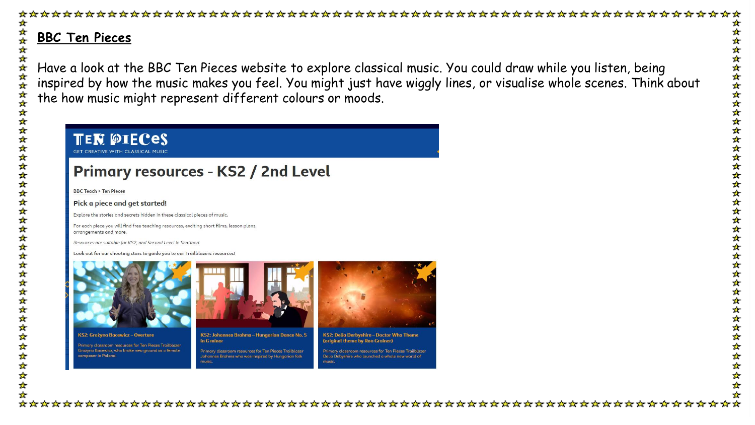## BBC Ten Pieces

Have a look at the BBC Ten Pieces website to explore classical music. You could draw while you listen, being inspired by how the music makes you feel. You might just have wiggly lines, or visualise whole scenes. Think about the how music might represent different colours or moods.

TEN PIECES

GET CREATIVE WITH CLASSICAL MUSIC

# Primary resources - KS2 / 2nd Level

BBC Teach > Ten Pieces

**Pick a piece and get started!**

Explore the stories and secrets hidden in these classical pieces of music.

For each piece you will find free teaching resources, exciting short films, lesson plans, arrangements and more.

*Resources are suitable for KS2, and Second Level in Scotland.*

Look out for our shooting stars to guide you to our Trailblazers resources!

**KS2: Grażyna Bacewicz – Overture**

Primary classroom resources for Ten Pieces Trailblazer Grażyna Bacewicz, who broke new ground as a female composer in Poland.

**KS2: Johannes Brahms – Hungarian Dance No. 5 in G minor**

Primary classroom resources for Ten Pieces Trailblazer Johannes Brahms who was inspired by Hungarian folk music.

**KS2: Delia Derbyshire – Doctor Who Theme (original theme by Ron Grainer)**

Primary classroom resources for Ten Pieces Trailblazer Delia Debyshire who launched a whole new world of music.